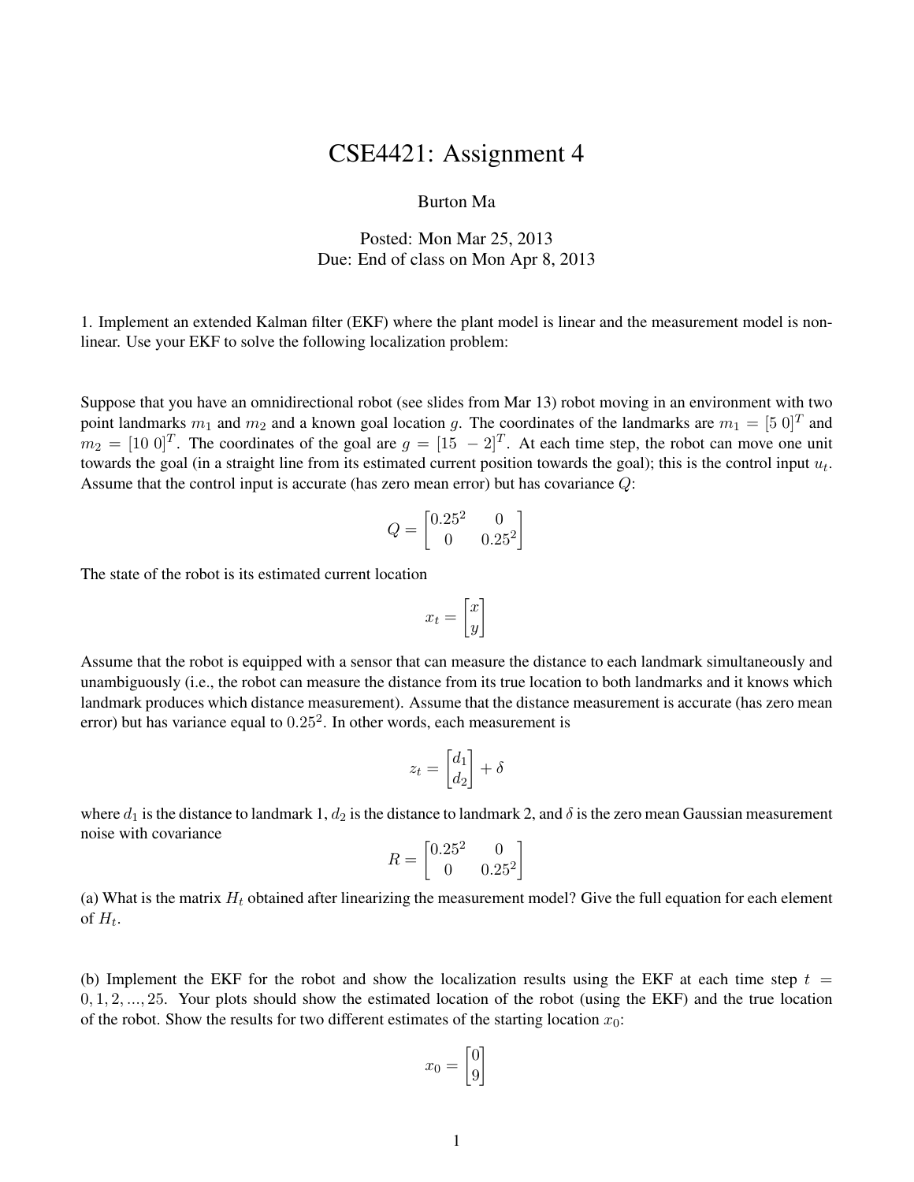# CSE4421: Assignment 4

Burton Ma

Posted: Mon Mar 25, 2013
Due: End of class on Mon Apr 8, 2013

1. Implement an extended Kalman filter (EKF) where the plant model is linear and the measurement model is non-linear. Use your EKF to solve the following localization problem:

Suppose that you have an omnidirectional robot (see slides from Mar 13) robot moving in an environment with two point landmarks $m_1$ and $m_2$ and a known goal location $g$. The coordinates of the landmarks are $m_1 = [5\ 0]^T$ and $m_2 = [10\ 0]^T$. The coordinates of the goal are $g = [15\ -2]^T$. At each time step, the robot can move one unit towards the goal (in a straight line from its estimated current position towards the goal); this is the control input $u_t$. Assume that the control input is accurate (has zero mean error) but has covariance $Q$:

$$Q = \begin{bmatrix} 0.25^2 & 0 \\ 0 & 0.25^2 \end{bmatrix}$$

The state of the robot is its estimated current location

$$x_t = \begin{bmatrix} x \\ y \end{bmatrix}$$

Assume that the robot is equipped with a sensor that can measure the distance to each landmark simultaneously and unambiguously (i.e., the robot can measure the distance from its true location to both landmarks and it knows which landmark produces which distance measurement). Assume that the distance measurement is accurate (has zero mean error) but has variance equal to $0.25^2$. In other words, each measurement is

$$z_t = \begin{bmatrix} d_1 \\ d_2 \end{bmatrix} + \delta$$

where $d_1$ is the distance to landmark 1, $d_2$ is the distance to landmark 2, and $\delta$ is the zero mean Gaussian measurement noise with covariance

$$R = \begin{bmatrix} 0.25^2 & 0 \\ 0 & 0.25^2 \end{bmatrix}$$

(a) What is the matrix $H_t$ obtained after linearizing the measurement model? Give the full equation for each element of $H_t$.

(b) Implement the EKF for the robot and show the localization results using the EKF at each time step $t = 0, 1, 2, ..., 25$. Your plots should show the estimated location of the robot (using the EKF) and the true location of the robot. Show the results for two different estimates of the starting location $x_0$:

$$x_0 = \begin{bmatrix} 0 \\ 9 \end{bmatrix}$$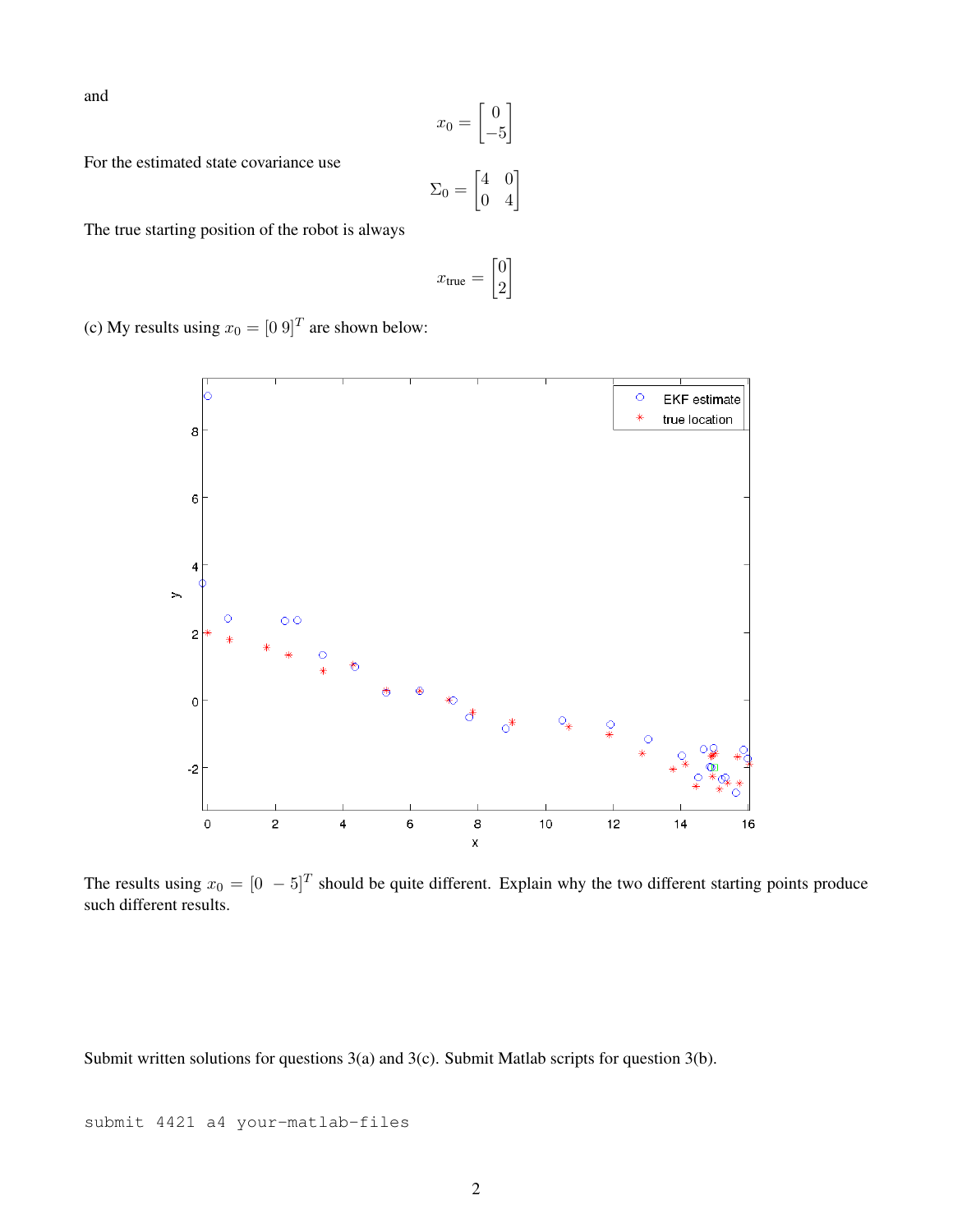and

$$x_0 = \begin{bmatrix} 0 \\ -5 \end{bmatrix}$$

For the estimated state covariance use

$$\Sigma_0 = \begin{bmatrix} 4 & 0 \\ 0 & 4 \end{bmatrix}$$

The true starting position of the robot is always

$$x_{\text{true}} = \begin{bmatrix} 0 \\ 2 \end{bmatrix}$$

(c) My results using $x_0 = [0\ 9]^T$ are shown below:

EKF estimate
true location
y
x
0
2
4
6
8
10
12
14
16
-2
0
2
4
6
8

The results using $x_0 = [0\ -5]^T$ should be quite different. Explain why the two different starting points produce such different results.

Submit written solutions for questions 3(a) and 3(c). Submit Matlab scripts for question 3(b).

```
submit 4421 a4 your-matlab-files
```